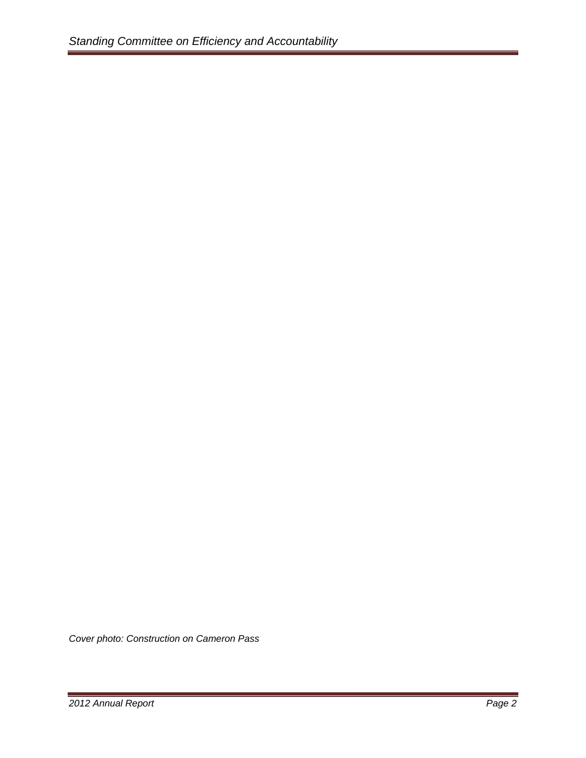*Cover photo: Construction on Cameron Pass*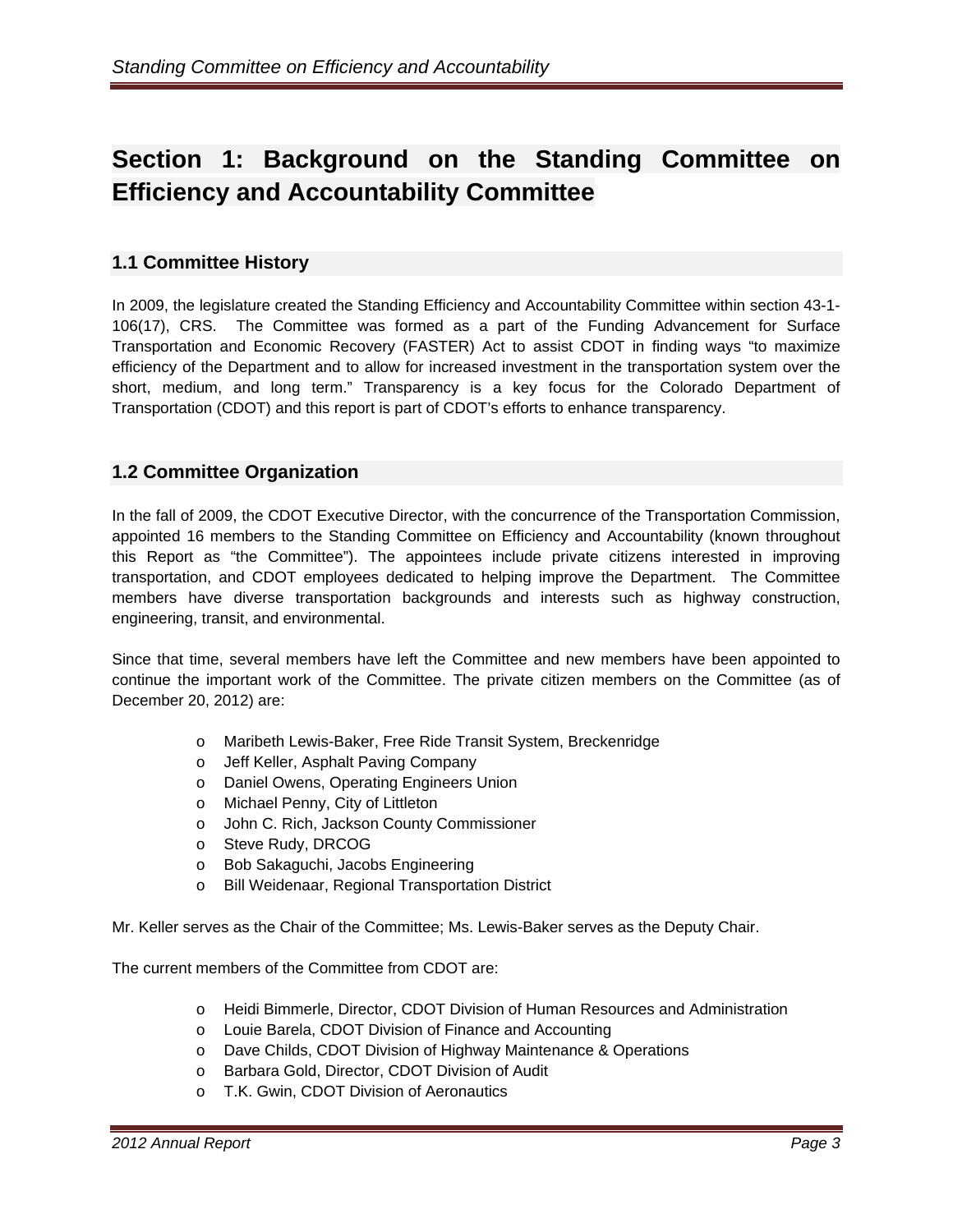# Section 1: Background on the Standing Committee on Efficiency and Accountability Committee

## 1.1 Committee History

In 2009, the legislature created the Standing Efficiency and Accountability Committee within section 43-1-106(17), CRS. The Committee was formed as a part of the Funding Advancement for Surface Transportation and Economic Recovery (FASTER) Act to assist CDOT in finding ways "to maximize efficiency of the Department and to allow for increased investment in the transportation system over the short, medium, and long term." Transparency is a key focus for the Colorado Department of Transportation (CDOT) and this report is part of CDOT's efforts to enhance transparency.

## 1.2 Committee Organization

In the fall of 2009, the CDOT Executive Director, with the concurrence of the Transportation Commission, appointed 16 members to the Standing Committee on Efficiency and Accountability (known throughout this Report as "the Committee"). The appointees include private citizens interested in improving transportation, and CDOT employees dedicated to helping improve the Department. The Committee members have diverse transportation backgrounds and interests such as highway construction, engineering, transit, and environmental.

Since that time, several members have left the Committee and new members have been appointed to continue the important work of the Committee. The private citizen members on the Committee (as of December 20, 2012) are:

- Maribeth Lewis-Baker, Free Ride Transit System, Breckenridge
- Jeff Keller, Asphalt Paving Company
- Daniel Owens, Operating Engineers Union
- Michael Penny, City of Littleton
- John C. Rich, Jackson County Commissioner
- Steve Rudy, DRCOG
- Bob Sakaguchi, Jacobs Engineering
- Bill Weidenaar, Regional Transportation District

Mr. Keller serves as the Chair of the Committee; Ms. Lewis-Baker serves as the Deputy Chair.

The current members of the Committee from CDOT are:

- Heidi Bimmerle, Director, CDOT Division of Human Resources and Administration
- Louie Barela, CDOT Division of Finance and Accounting
- Dave Childs, CDOT Division of Highway Maintenance & Operations
- Barbara Gold, Director, CDOT Division of Audit
- T.K. Gwin, CDOT Division of Aeronautics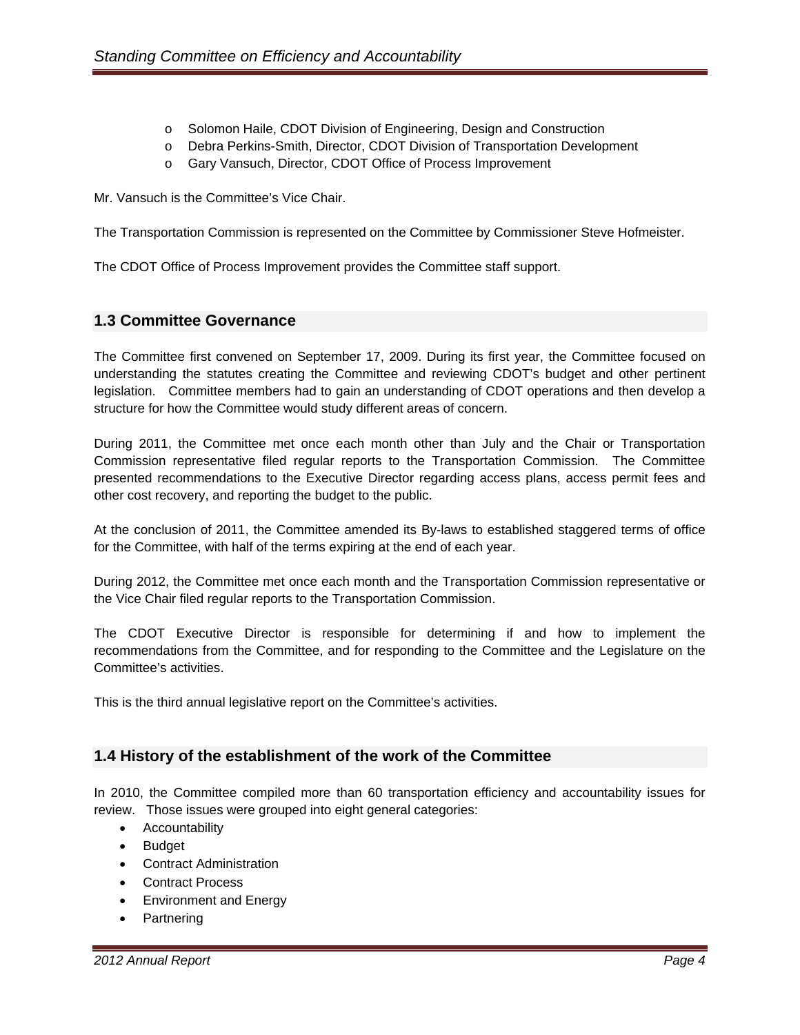- Solomon Haile, CDOT Division of Engineering, Design and Construction
- Debra Perkins-Smith, Director, CDOT Division of Transportation Development
- Gary Vansuch, Director, CDOT Office of Process Improvement

Mr. Vansuch is the Committee's Vice Chair.

The Transportation Commission is represented on the Committee by Commissioner Steve Hofmeister.

The CDOT Office of Process Improvement provides the Committee staff support.

## 1.3 Committee Governance

The Committee first convened on September 17, 2009. During its first year, the Committee focused on understanding the statutes creating the Committee and reviewing CDOT's budget and other pertinent legislation. Committee members had to gain an understanding of CDOT operations and then develop a structure for how the Committee would study different areas of concern.

During 2011, the Committee met once each month other than July and the Chair or Transportation Commission representative filed regular reports to the Transportation Commission. The Committee presented recommendations to the Executive Director regarding access plans, access permit fees and other cost recovery, and reporting the budget to the public.

At the conclusion of 2011, the Committee amended its By-laws to established staggered terms of office for the Committee, with half of the terms expiring at the end of each year.

During 2012, the Committee met once each month and the Transportation Commission representative or the Vice Chair filed regular reports to the Transportation Commission.

The CDOT Executive Director is responsible for determining if and how to implement the recommendations from the Committee, and for responding to the Committee and the Legislature on the Committee's activities.

This is the third annual legislative report on the Committee's activities.

## 1.4 History of the establishment of the work of the Committee

In 2010, the Committee compiled more than 60 transportation efficiency and accountability issues for review. Those issues were grouped into eight general categories:

- Accountability
- Budget
- Contract Administration
- Contract Process
- Environment and Energy
- Partnering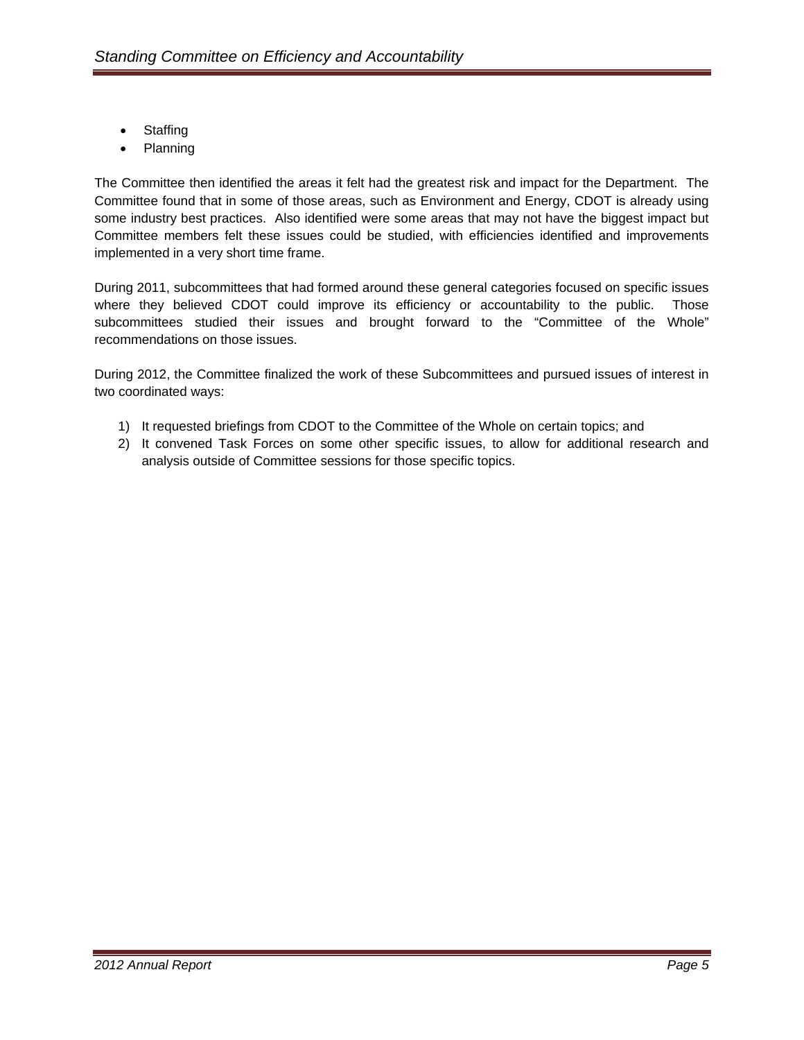- Staffing
- Planning

The Committee then identified the areas it felt had the greatest risk and impact for the Department. The Committee found that in some of those areas, such as Environment and Energy, CDOT is already using some industry best practices. Also identified were some areas that may not have the biggest impact but Committee members felt these issues could be studied, with efficiencies identified and improvements implemented in a very short time frame.

During 2011, subcommittees that had formed around these general categories focused on specific issues where they believed CDOT could improve its efficiency or accountability to the public. Those subcommittees studied their issues and brought forward to the "Committee of the Whole" recommendations on those issues.

During 2012, the Committee finalized the work of these Subcommittees and pursued issues of interest in two coordinated ways:

1) It requested briefings from CDOT to the Committee of the Whole on certain topics; and
2) It convened Task Forces on some other specific issues, to allow for additional research and analysis outside of Committee sessions for those specific topics.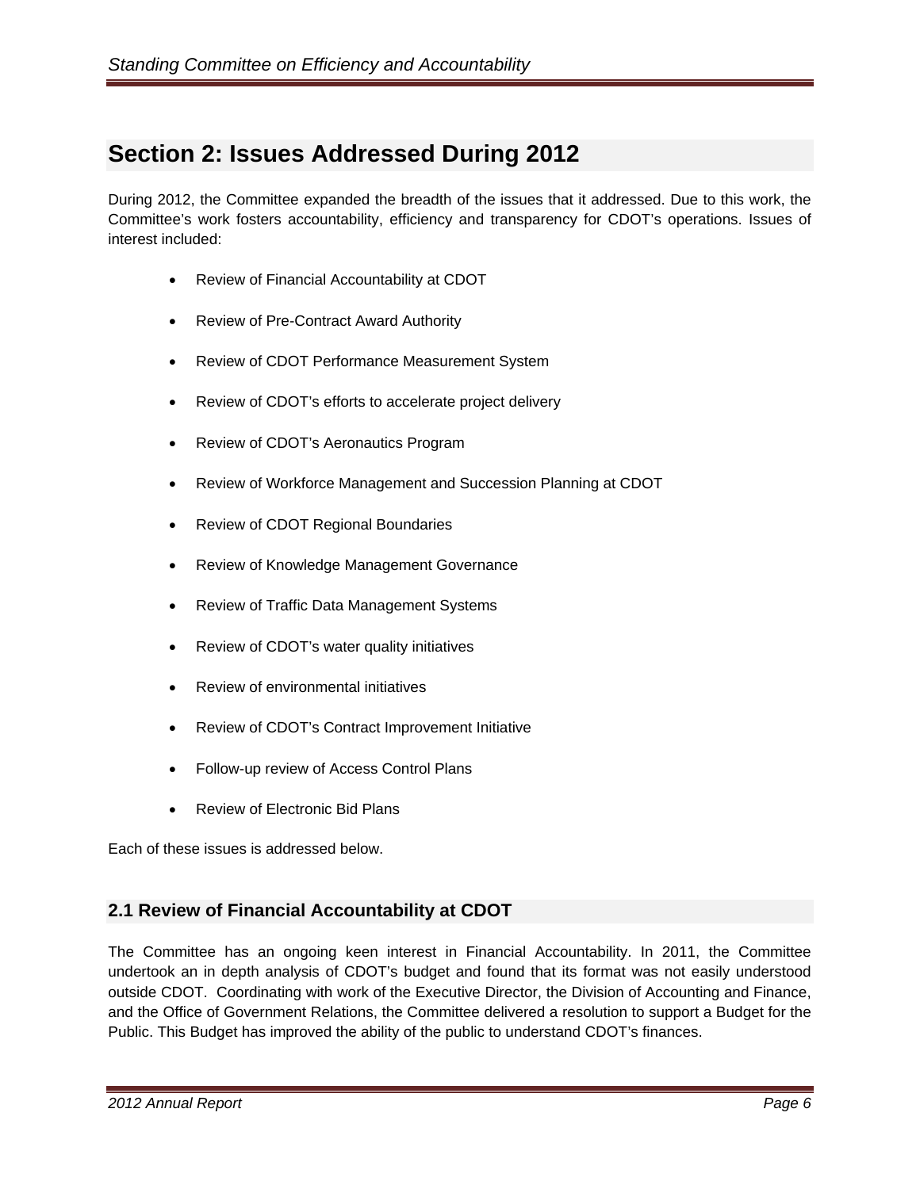# Section 2: Issues Addressed During 2012

During 2012, the Committee expanded the breadth of the issues that it addressed. Due to this work, the Committee's work fosters accountability, efficiency and transparency for CDOT's operations. Issues of interest included:

- Review of Financial Accountability at CDOT
- Review of Pre-Contract Award Authority
- Review of CDOT Performance Measurement System
- Review of CDOT's efforts to accelerate project delivery
- Review of CDOT's Aeronautics Program
- Review of Workforce Management and Succession Planning at CDOT
- Review of CDOT Regional Boundaries
- Review of Knowledge Management Governance
- Review of Traffic Data Management Systems
- Review of CDOT's water quality initiatives
- Review of environmental initiatives
- Review of CDOT's Contract Improvement Initiative
- Follow-up review of Access Control Plans
- Review of Electronic Bid Plans

Each of these issues is addressed below.

## 2.1 Review of Financial Accountability at CDOT

The Committee has an ongoing keen interest in Financial Accountability. In 2011, the Committee undertook an in depth analysis of CDOT's budget and found that its format was not easily understood outside CDOT. Coordinating with work of the Executive Director, the Division of Accounting and Finance, and the Office of Government Relations, the Committee delivered a resolution to support a Budget for the Public. This Budget has improved the ability of the public to understand CDOT's finances.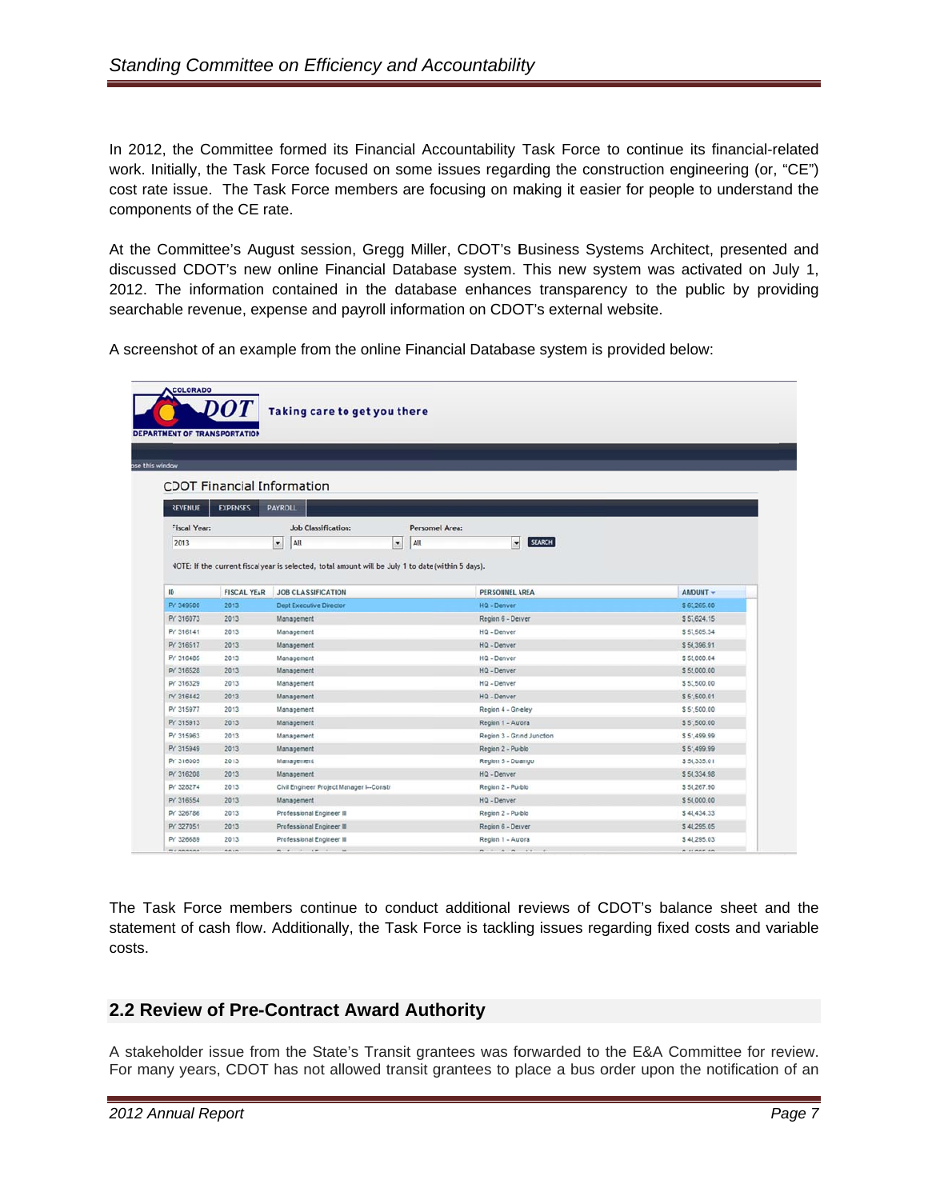In 2012, the Committee formed its Financial Accountability Task Force to continue its financial-related work. Initially, the Task Force focused on some issues regarding the construction engineering (or, "CE") cost rate issue. The Task Force members are focusing on making it easier for people to understand the components of the CE rate.

At the Committee's August session, Gregg Miller, CDOT's Business Systems Architect, presented and discussed CDOT's new online Financial Database system. This new system was activated on July 1, 2012. The information contained in the database enhances transparency to the public by providing searchable revenue, expense and payroll information on CDOT's external website.

A screenshot of an example from the online Financial Database system is provided below:

The Task Force members continue to conduct additional reviews of CDOT's balance sheet and the statement of cash flow. Additionally, the Task Force is tackling issues regarding fixed costs and variable costs.

## 2.2 Review of Pre-Contract Award Authority

A stakeholder issue from the State's Transit grantees was forwarded to the E&A Committee for review. For many years, CDOT has not allowed transit grantees to place a bus order upon the notification of an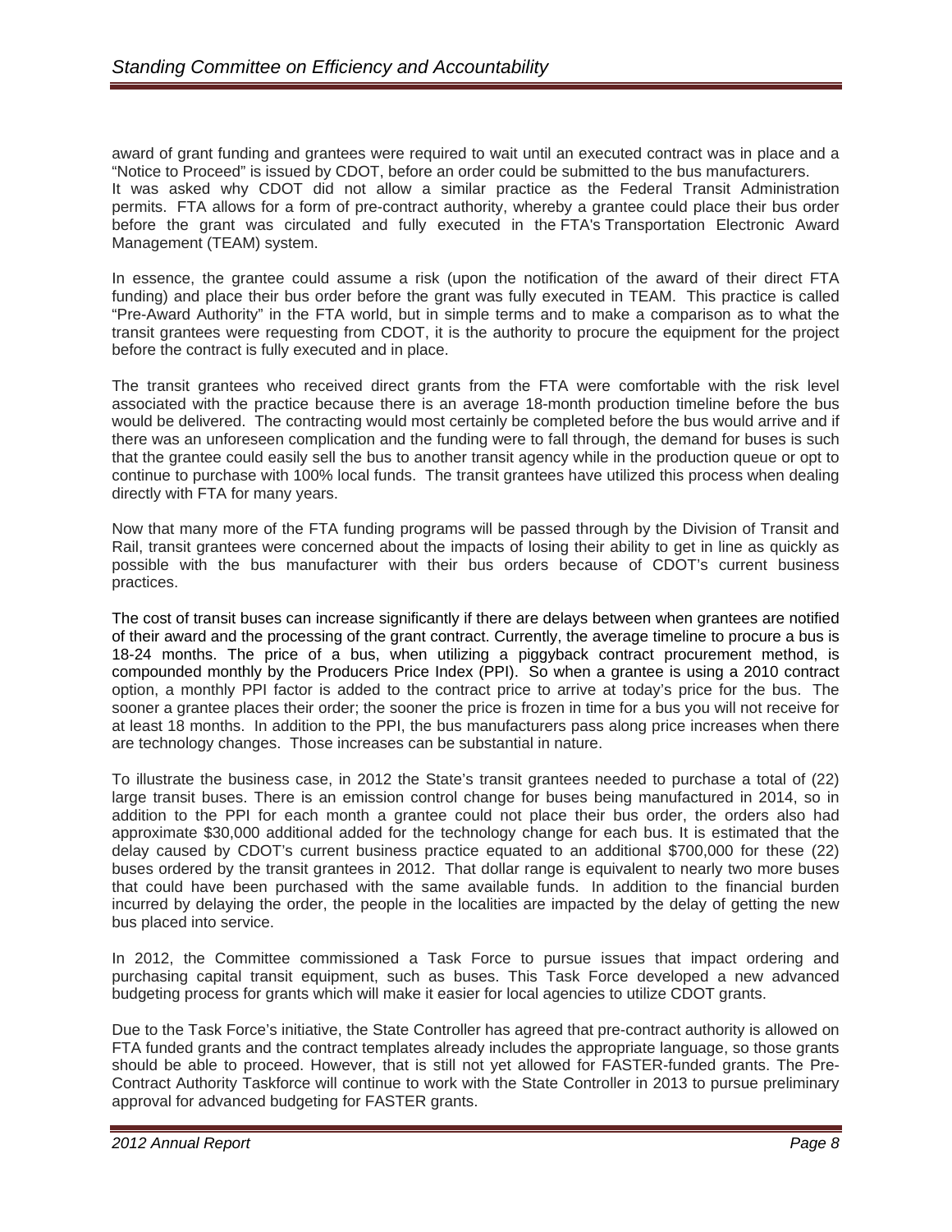award of grant funding and grantees were required to wait until an executed contract was in place and a "Notice to Proceed" is issued by CDOT, before an order could be submitted to the bus manufacturers. It was asked why CDOT did not allow a similar practice as the Federal Transit Administration permits. FTA allows for a form of pre-contract authority, whereby a grantee could place their bus order before the grant was circulated and fully executed in the FTA's Transportation Electronic Award Management (TEAM) system.

In essence, the grantee could assume a risk (upon the notification of the award of their direct FTA funding) and place their bus order before the grant was fully executed in TEAM. This practice is called "Pre-Award Authority" in the FTA world, but in simple terms and to make a comparison as to what the transit grantees were requesting from CDOT, it is the authority to procure the equipment for the project before the contract is fully executed and in place.

The transit grantees who received direct grants from the FTA were comfortable with the risk level associated with the practice because there is an average 18-month production timeline before the bus would be delivered. The contracting would most certainly be completed before the bus would arrive and if there was an unforeseen complication and the funding were to fall through, the demand for buses is such that the grantee could easily sell the bus to another transit agency while in the production queue or opt to continue to purchase with 100% local funds. The transit grantees have utilized this process when dealing directly with FTA for many years.

Now that many more of the FTA funding programs will be passed through by the Division of Transit and Rail, transit grantees were concerned about the impacts of losing their ability to get in line as quickly as possible with the bus manufacturer with their bus orders because of CDOT's current business practices.

The cost of transit buses can increase significantly if there are delays between when grantees are notified of their award and the processing of the grant contract. Currently, the average timeline to procure a bus is 18-24 months. The price of a bus, when utilizing a piggyback contract procurement method, is compounded monthly by the Producers Price Index (PPI). So when a grantee is using a 2010 contract option, a monthly PPI factor is added to the contract price to arrive at today's price for the bus. The sooner a grantee places their order; the sooner the price is frozen in time for a bus you will not receive for at least 18 months. In addition to the PPI, the bus manufacturers pass along price increases when there are technology changes. Those increases can be substantial in nature.

To illustrate the business case, in 2012 the State's transit grantees needed to purchase a total of (22) large transit buses. There is an emission control change for buses being manufactured in 2014, so in addition to the PPI for each month a grantee could not place their bus order, the orders also had approximate $30,000 additional added for the technology change for each bus. It is estimated that the delay caused by CDOT's current business practice equated to an additional $700,000 for these (22) buses ordered by the transit grantees in 2012. That dollar range is equivalent to nearly two more buses that could have been purchased with the same available funds. In addition to the financial burden incurred by delaying the order, the people in the localities are impacted by the delay of getting the new bus placed into service.

In 2012, the Committee commissioned a Task Force to pursue issues that impact ordering and purchasing capital transit equipment, such as buses. This Task Force developed a new advanced budgeting process for grants which will make it easier for local agencies to utilize CDOT grants.

Due to the Task Force's initiative, the State Controller has agreed that pre-contract authority is allowed on FTA funded grants and the contract templates already includes the appropriate language, so those grants should be able to proceed. However, that is still not yet allowed for FASTER-funded grants. The Pre-Contract Authority Taskforce will continue to work with the State Controller in 2013 to pursue preliminary approval for advanced budgeting for FASTER grants.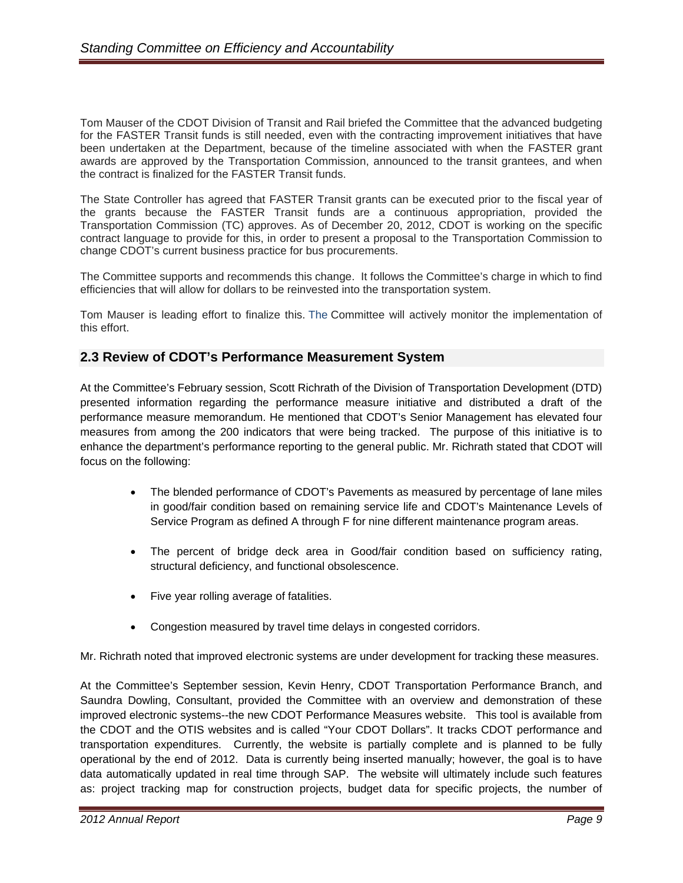Tom Mauser of the CDOT Division of Transit and Rail briefed the Committee that the advanced budgeting for the FASTER Transit funds is still needed, even with the contracting improvement initiatives that have been undertaken at the Department, because of the timeline associated with when the FASTER grant awards are approved by the Transportation Commission, announced to the transit grantees, and when the contract is finalized for the FASTER Transit funds.

The State Controller has agreed that FASTER Transit grants can be executed prior to the fiscal year of the grants because the FASTER Transit funds are a continuous appropriation, provided the Transportation Commission (TC) approves. As of December 20, 2012, CDOT is working on the specific contract language to provide for this, in order to present a proposal to the Transportation Commission to change CDOT's current business practice for bus procurements.

The Committee supports and recommends this change. It follows the Committee's charge in which to find efficiencies that will allow for dollars to be reinvested into the transportation system.

Tom Mauser is leading effort to finalize this. The Committee will actively monitor the implementation of this effort.

## 2.3 Review of CDOT's Performance Measurement System

At the Committee's February session, Scott Richrath of the Division of Transportation Development (DTD) presented information regarding the performance measure initiative and distributed a draft of the performance measure memorandum. He mentioned that CDOT's Senior Management has elevated four measures from among the 200 indicators that were being tracked. The purpose of this initiative is to enhance the department's performance reporting to the general public. Mr. Richrath stated that CDOT will focus on the following:

- The blended performance of CDOT's Pavements as measured by percentage of lane miles in good/fair condition based on remaining service life and CDOT's Maintenance Levels of Service Program as defined A through F for nine different maintenance program areas.
- The percent of bridge deck area in Good/fair condition based on sufficiency rating, structural deficiency, and functional obsolescence.
- Five year rolling average of fatalities.
- Congestion measured by travel time delays in congested corridors.

Mr. Richrath noted that improved electronic systems are under development for tracking these measures.

At the Committee's September session, Kevin Henry, CDOT Transportation Performance Branch, and Saundra Dowling, Consultant, provided the Committee with an overview and demonstration of these improved electronic systems--the new CDOT Performance Measures website. This tool is available from the CDOT and the OTIS websites and is called "Your CDOT Dollars". It tracks CDOT performance and transportation expenditures. Currently, the website is partially complete and is planned to be fully operational by the end of 2012. Data is currently being inserted manually; however, the goal is to have data automatically updated in real time through SAP. The website will ultimately include such features as: project tracking map for construction projects, budget data for specific projects, the number of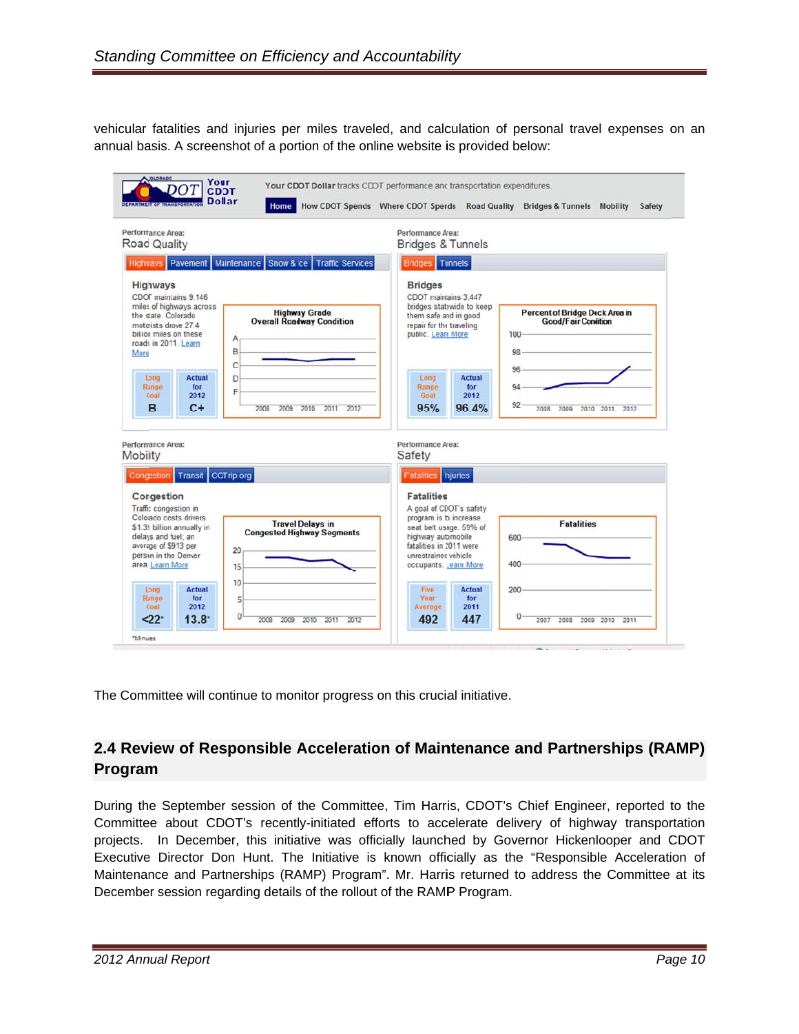vehicular fatalities and injuries per miles traveled, and calculation of personal travel expenses on an annual basis. A screenshot of a portion of the online website is provided below:

The Committee will continue to monitor progress on this crucial initiative.

## 2.4 Review of Responsible Acceleration of Maintenance and Partnerships (RAMP) Program

During the September session of the Committee, Tim Harris, CDOT's Chief Engineer, reported to the Committee about CDOT's recently-initiated efforts to accelerate delivery of highway transportation projects. In December, this initiative was officially launched by Governor Hickenlooper and CDOT Executive Director Don Hunt. The Initiative is known officially as the "Responsible Acceleration of Maintenance and Partnerships (RAMP) Program". Mr. Harris returned to address the Committee at its December session regarding details of the rollout of the RAMP Program.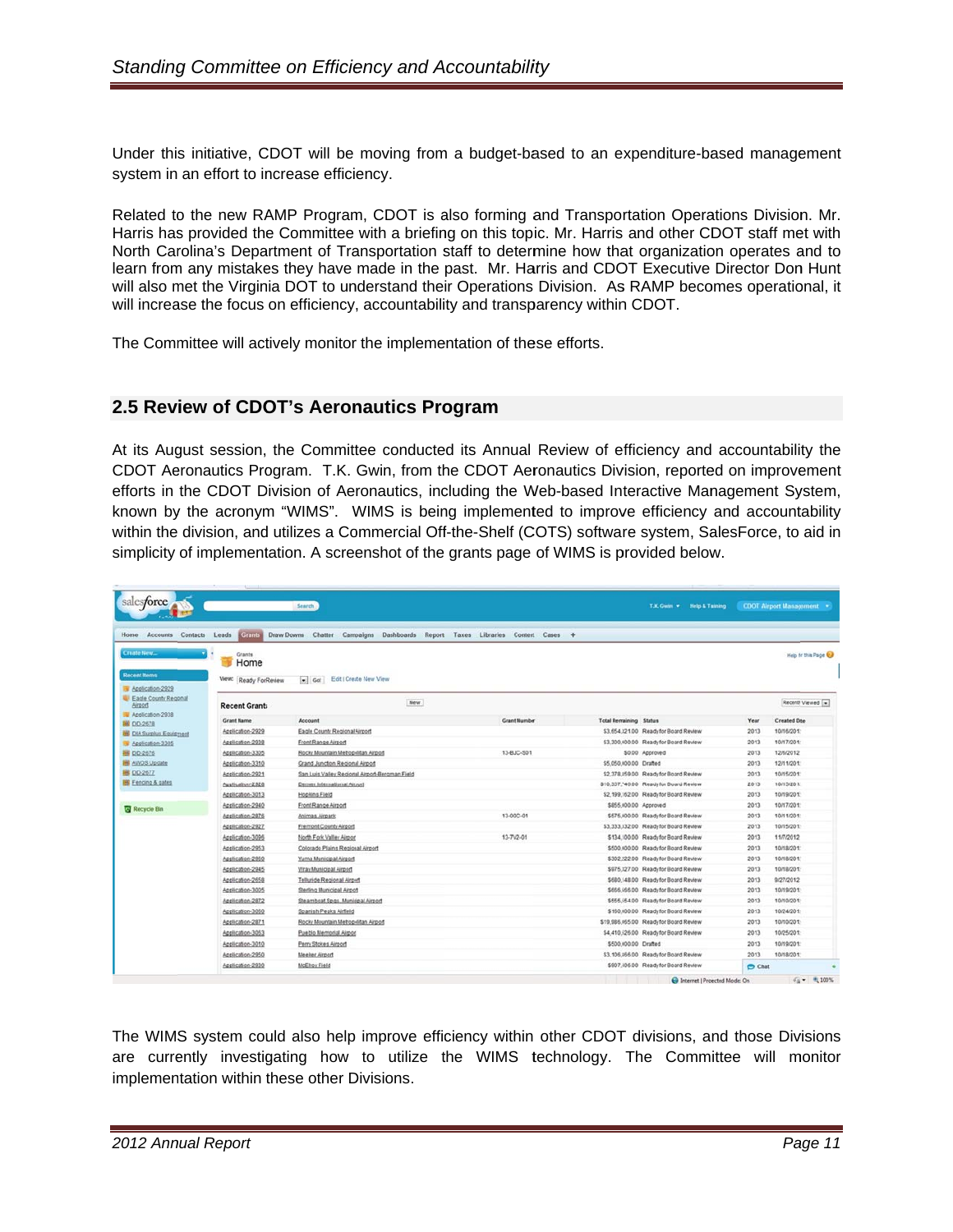Under this initiative, CDOT will be moving from a budget-based to an expenditure-based management system in an effort to increase efficiency.

Related to the new RAMP Program, CDOT is also forming and Transportation Operations Division. Mr. Harris has provided the Committee with a briefing on this topic. Mr. Harris and other CDOT staff met with North Carolina's Department of Transportation staff to determine how that organization operates and to learn from any mistakes they have made in the past. Mr. Harris and CDOT Executive Director Don Hunt will also met the Virginia DOT to understand their Operations Division. As RAMP becomes operational, it will increase the focus on efficiency, accountability and transparency within CDOT.

The Committee will actively monitor the implementation of these efforts.

## 2.5 Review of CDOT's Aeronautics Program

At its August session, the Committee conducted its Annual Review of efficiency and accountability the CDOT Aeronautics Program. T.K. Gwin, from the CDOT Aeronautics Division, reported on improvement efforts in the CDOT Division of Aeronautics, including the Web-based Interactive Management System, known by the acronym "WIMS". WIMS is being implemented to improve efficiency and accountability within the division, and utilizes a Commercial Off-the-Shelf (COTS) software system, SalesForce, to aid in simplicity of implementation. A screenshot of the grants page of WIMS is provided below.

The WIMS system could also help improve efficiency within other CDOT divisions, and those Divisions are currently investigating how to utilize the WIMS technology. The Committee will monitor implementation within these other Divisions.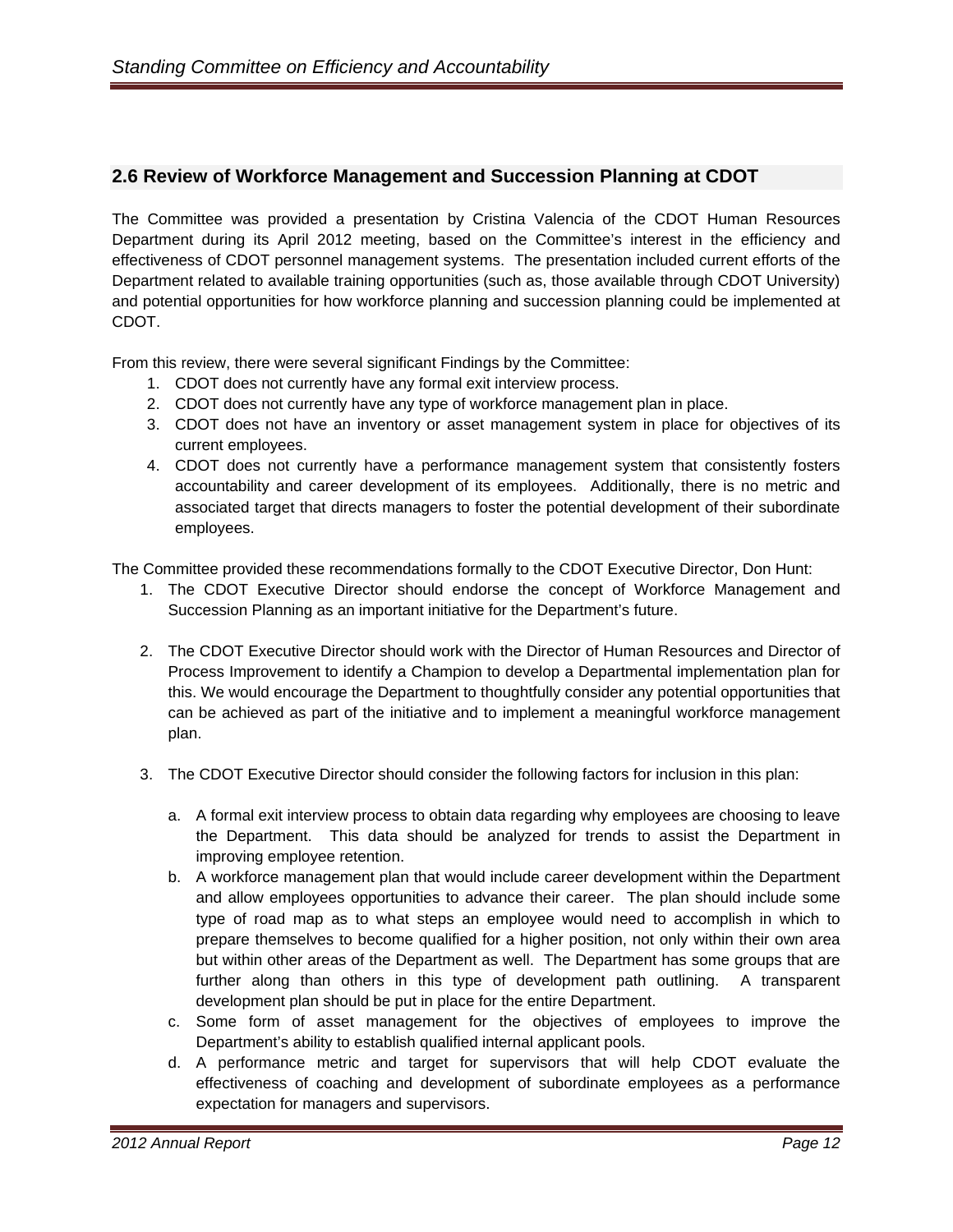## 2.6 Review of Workforce Management and Succession Planning at CDOT

The Committee was provided a presentation by Cristina Valencia of the CDOT Human Resources Department during its April 2012 meeting, based on the Committee's interest in the efficiency and effectiveness of CDOT personnel management systems. The presentation included current efforts of the Department related to available training opportunities (such as, those available through CDOT University) and potential opportunities for how workforce planning and succession planning could be implemented at CDOT.

From this review, there were several significant Findings by the Committee:

1. CDOT does not currently have any formal exit interview process.
2. CDOT does not currently have any type of workforce management plan in place.
3. CDOT does not have an inventory or asset management system in place for objectives of its current employees.
4. CDOT does not currently have a performance management system that consistently fosters accountability and career development of its employees. Additionally, there is no metric and associated target that directs managers to foster the potential development of their subordinate employees.

The Committee provided these recommendations formally to the CDOT Executive Director, Don Hunt:

1. The CDOT Executive Director should endorse the concept of Workforce Management and Succession Planning as an important initiative for the Department's future.

2. The CDOT Executive Director should work with the Director of Human Resources and Director of Process Improvement to identify a Champion to develop a Departmental implementation plan for this. We would encourage the Department to thoughtfully consider any potential opportunities that can be achieved as part of the initiative and to implement a meaningful workforce management plan.

3. The CDOT Executive Director should consider the following factors for inclusion in this plan:

   a. A formal exit interview process to obtain data regarding why employees are choosing to leave the Department. This data should be analyzed for trends to assist the Department in improving employee retention.
   b. A workforce management plan that would include career development within the Department and allow employees opportunities to advance their career. The plan should include some type of road map as to what steps an employee would need to accomplish in which to prepare themselves to become qualified for a higher position, not only within their own area but within other areas of the Department as well. The Department has some groups that are further along than others in this type of development path outlining. A transparent development plan should be put in place for the entire Department.
   c. Some form of asset management for the objectives of employees to improve the Department's ability to establish qualified internal applicant pools.
   d. A performance metric and target for supervisors that will help CDOT evaluate the effectiveness of coaching and development of subordinate employees as a performance expectation for managers and supervisors.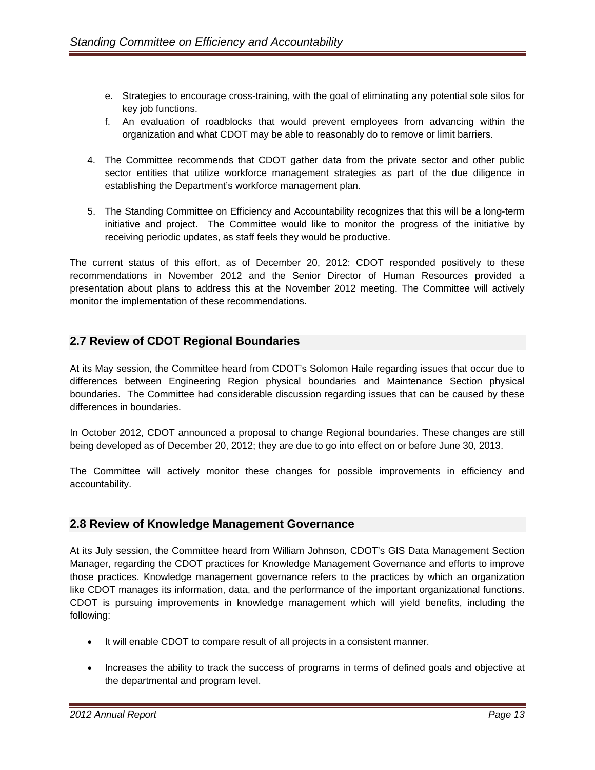e. Strategies to encourage cross-training, with the goal of eliminating any potential sole silos for key job functions.
f. An evaluation of roadblocks that would prevent employees from advancing within the organization and what CDOT may be able to reasonably do to remove or limit barriers.

4. The Committee recommends that CDOT gather data from the private sector and other public sector entities that utilize workforce management strategies as part of the due diligence in establishing the Department's workforce management plan.

5. The Standing Committee on Efficiency and Accountability recognizes that this will be a long-term initiative and project. The Committee would like to monitor the progress of the initiative by receiving periodic updates, as staff feels they would be productive.

The current status of this effort, as of December 20, 2012: CDOT responded positively to these recommendations in November 2012 and the Senior Director of Human Resources provided a presentation about plans to address this at the November 2012 meeting. The Committee will actively monitor the implementation of these recommendations.

## 2.7 Review of CDOT Regional Boundaries

At its May session, the Committee heard from CDOT's Solomon Haile regarding issues that occur due to differences between Engineering Region physical boundaries and Maintenance Section physical boundaries. The Committee had considerable discussion regarding issues that can be caused by these differences in boundaries.

In October 2012, CDOT announced a proposal to change Regional boundaries. These changes are still being developed as of December 20, 2012; they are due to go into effect on or before June 30, 2013.

The Committee will actively monitor these changes for possible improvements in efficiency and accountability.

## 2.8 Review of Knowledge Management Governance

At its July session, the Committee heard from William Johnson, CDOT's GIS Data Management Section Manager, regarding the CDOT practices for Knowledge Management Governance and efforts to improve those practices. Knowledge management governance refers to the practices by which an organization like CDOT manages its information, data, and the performance of the important organizational functions. CDOT is pursuing improvements in knowledge management which will yield benefits, including the following:

- It will enable CDOT to compare result of all projects in a consistent manner.

- Increases the ability to track the success of programs in terms of defined goals and objective at the departmental and program level.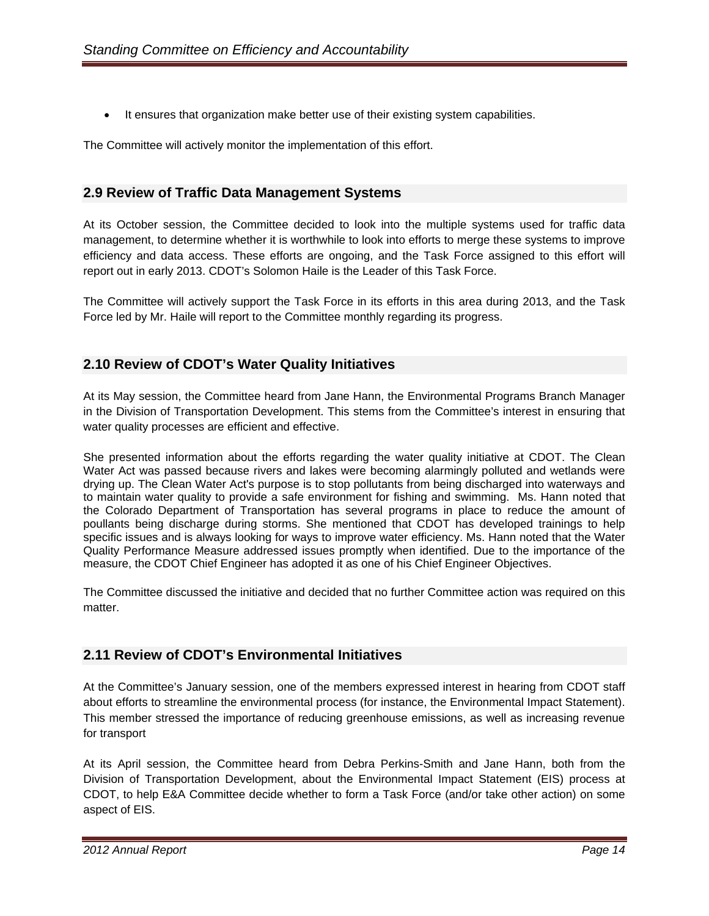- It ensures that organization make better use of their existing system capabilities.

The Committee will actively monitor the implementation of this effort.

## 2.9 Review of Traffic Data Management Systems

At its October session, the Committee decided to look into the multiple systems used for traffic data management, to determine whether it is worthwhile to look into efforts to merge these systems to improve efficiency and data access. These efforts are ongoing, and the Task Force assigned to this effort will report out in early 2013. CDOT's Solomon Haile is the Leader of this Task Force.

The Committee will actively support the Task Force in its efforts in this area during 2013, and the Task Force led by Mr. Haile will report to the Committee monthly regarding its progress.

## 2.10 Review of CDOT's Water Quality Initiatives

At its May session, the Committee heard from Jane Hann, the Environmental Programs Branch Manager in the Division of Transportation Development. This stems from the Committee's interest in ensuring that water quality processes are efficient and effective.

She presented information about the efforts regarding the water quality initiative at CDOT. The Clean Water Act was passed because rivers and lakes were becoming alarmingly polluted and wetlands were drying up. The Clean Water Act's purpose is to stop pollutants from being discharged into waterways and to maintain water quality to provide a safe environment for fishing and swimming. Ms. Hann noted that the Colorado Department of Transportation has several programs in place to reduce the amount of poullants being discharge during storms. She mentioned that CDOT has developed trainings to help specific issues and is always looking for ways to improve water efficiency. Ms. Hann noted that the Water Quality Performance Measure addressed issues promptly when identified. Due to the importance of the measure, the CDOT Chief Engineer has adopted it as one of his Chief Engineer Objectives.

The Committee discussed the initiative and decided that no further Committee action was required on this matter.

## 2.11 Review of CDOT's Environmental Initiatives

At the Committee's January session, one of the members expressed interest in hearing from CDOT staff about efforts to streamline the environmental process (for instance, the Environmental Impact Statement). This member stressed the importance of reducing greenhouse emissions, as well as increasing revenue for transport

At its April session, the Committee heard from Debra Perkins-Smith and Jane Hann, both from the Division of Transportation Development, about the Environmental Impact Statement (EIS) process at CDOT, to help E&A Committee decide whether to form a Task Force (and/or take other action) on some aspect of EIS.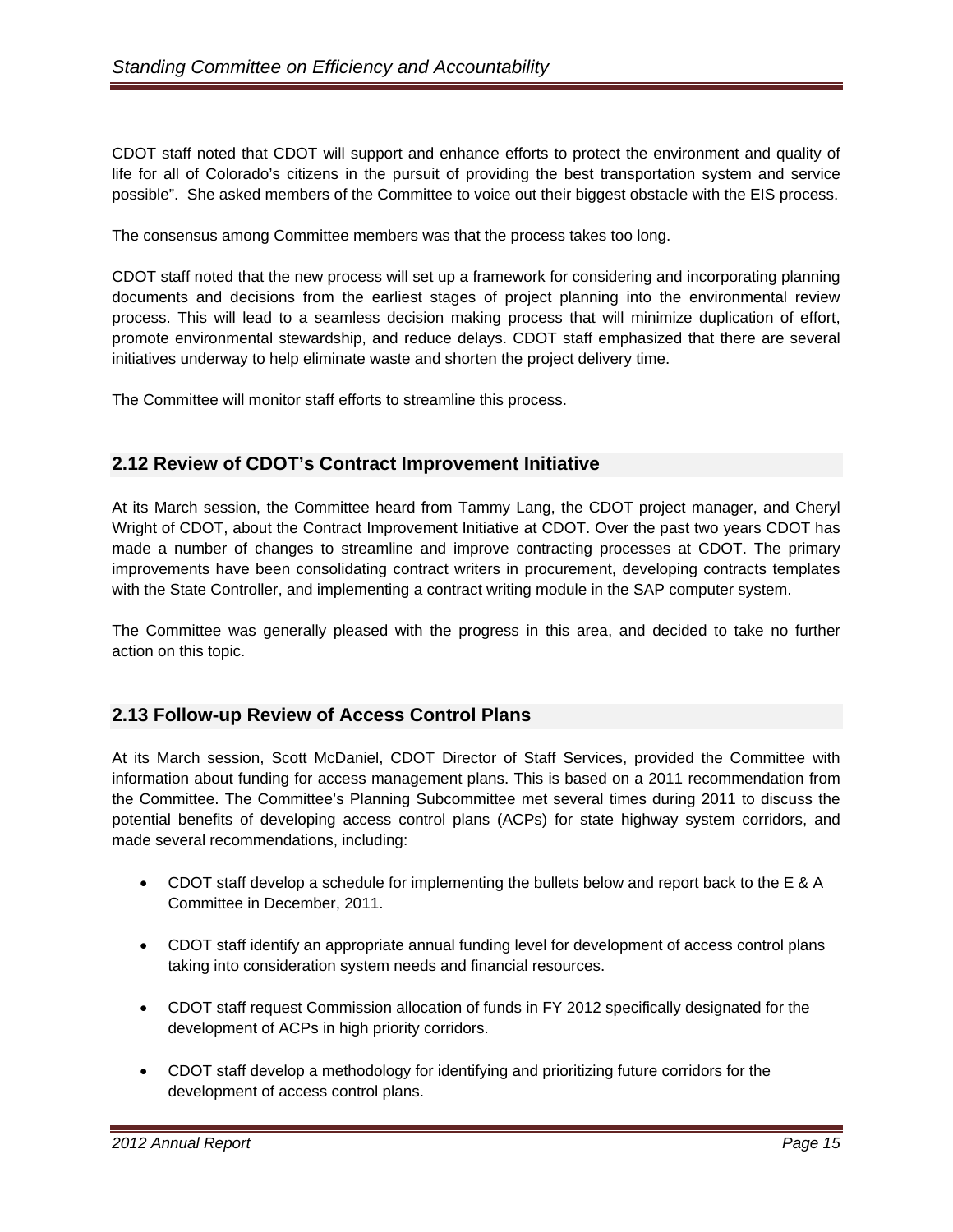CDOT staff noted that CDOT will support and enhance efforts to protect the environment and quality of life for all of Colorado's citizens in the pursuit of providing the best transportation system and service possible". She asked members of the Committee to voice out their biggest obstacle with the EIS process.

The consensus among Committee members was that the process takes too long.

CDOT staff noted that the new process will set up a framework for considering and incorporating planning documents and decisions from the earliest stages of project planning into the environmental review process. This will lead to a seamless decision making process that will minimize duplication of effort, promote environmental stewardship, and reduce delays. CDOT staff emphasized that there are several initiatives underway to help eliminate waste and shorten the project delivery time.

The Committee will monitor staff efforts to streamline this process.

## 2.12 Review of CDOT's Contract Improvement Initiative

At its March session, the Committee heard from Tammy Lang, the CDOT project manager, and Cheryl Wright of CDOT, about the Contract Improvement Initiative at CDOT. Over the past two years CDOT has made a number of changes to streamline and improve contracting processes at CDOT. The primary improvements have been consolidating contract writers in procurement, developing contracts templates with the State Controller, and implementing a contract writing module in the SAP computer system.

The Committee was generally pleased with the progress in this area, and decided to take no further action on this topic.

## 2.13 Follow-up Review of Access Control Plans

At its March session, Scott McDaniel, CDOT Director of Staff Services, provided the Committee with information about funding for access management plans. This is based on a 2011 recommendation from the Committee. The Committee's Planning Subcommittee met several times during 2011 to discuss the potential benefits of developing access control plans (ACPs) for state highway system corridors, and made several recommendations, including:

- CDOT staff develop a schedule for implementing the bullets below and report back to the E & A Committee in December, 2011.
- CDOT staff identify an appropriate annual funding level for development of access control plans taking into consideration system needs and financial resources.
- CDOT staff request Commission allocation of funds in FY 2012 specifically designated for the development of ACPs in high priority corridors.
- CDOT staff develop a methodology for identifying and prioritizing future corridors for the development of access control plans.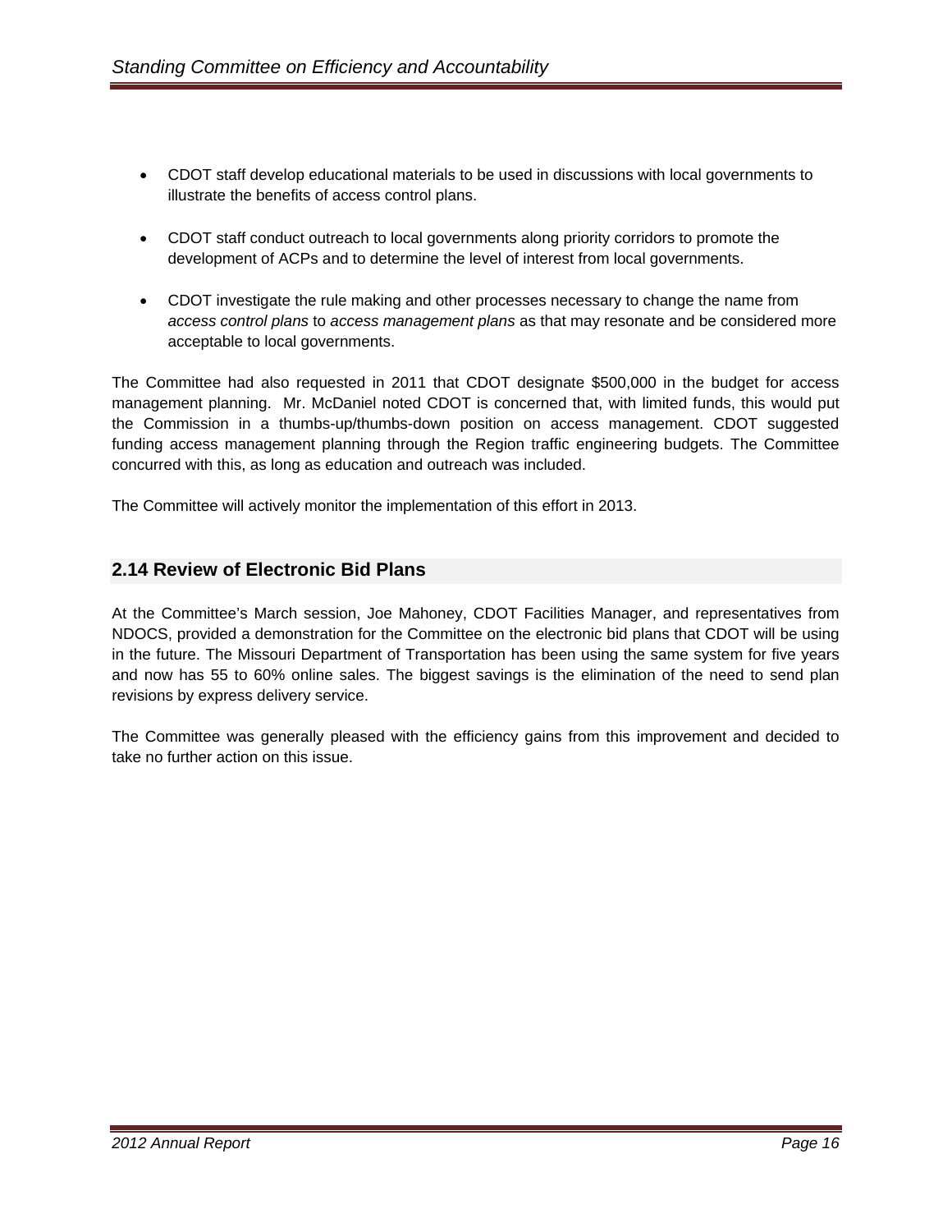- CDOT staff develop educational materials to be used in discussions with local governments to illustrate the benefits of access control plans.

- CDOT staff conduct outreach to local governments along priority corridors to promote the development of ACPs and to determine the level of interest from local governments.

- CDOT investigate the rule making and other processes necessary to change the name from *access control plans* to *access management plans* as that may resonate and be considered more acceptable to local governments.

The Committee had also requested in 2011 that CDOT designate $500,000 in the budget for access management planning. Mr. McDaniel noted CDOT is concerned that, with limited funds, this would put the Commission in a thumbs-up/thumbs-down position on access management. CDOT suggested funding access management planning through the Region traffic engineering budgets. The Committee concurred with this, as long as education and outreach was included.

The Committee will actively monitor the implementation of this effort in 2013.

## 2.14 Review of Electronic Bid Plans

At the Committee's March session, Joe Mahoney, CDOT Facilities Manager, and representatives from NDOCS, provided a demonstration for the Committee on the electronic bid plans that CDOT will be using in the future. The Missouri Department of Transportation has been using the same system for five years and now has 55 to 60% online sales. The biggest savings is the elimination of the need to send plan revisions by express delivery service.

The Committee was generally pleased with the efficiency gains from this improvement and decided to take no further action on this issue.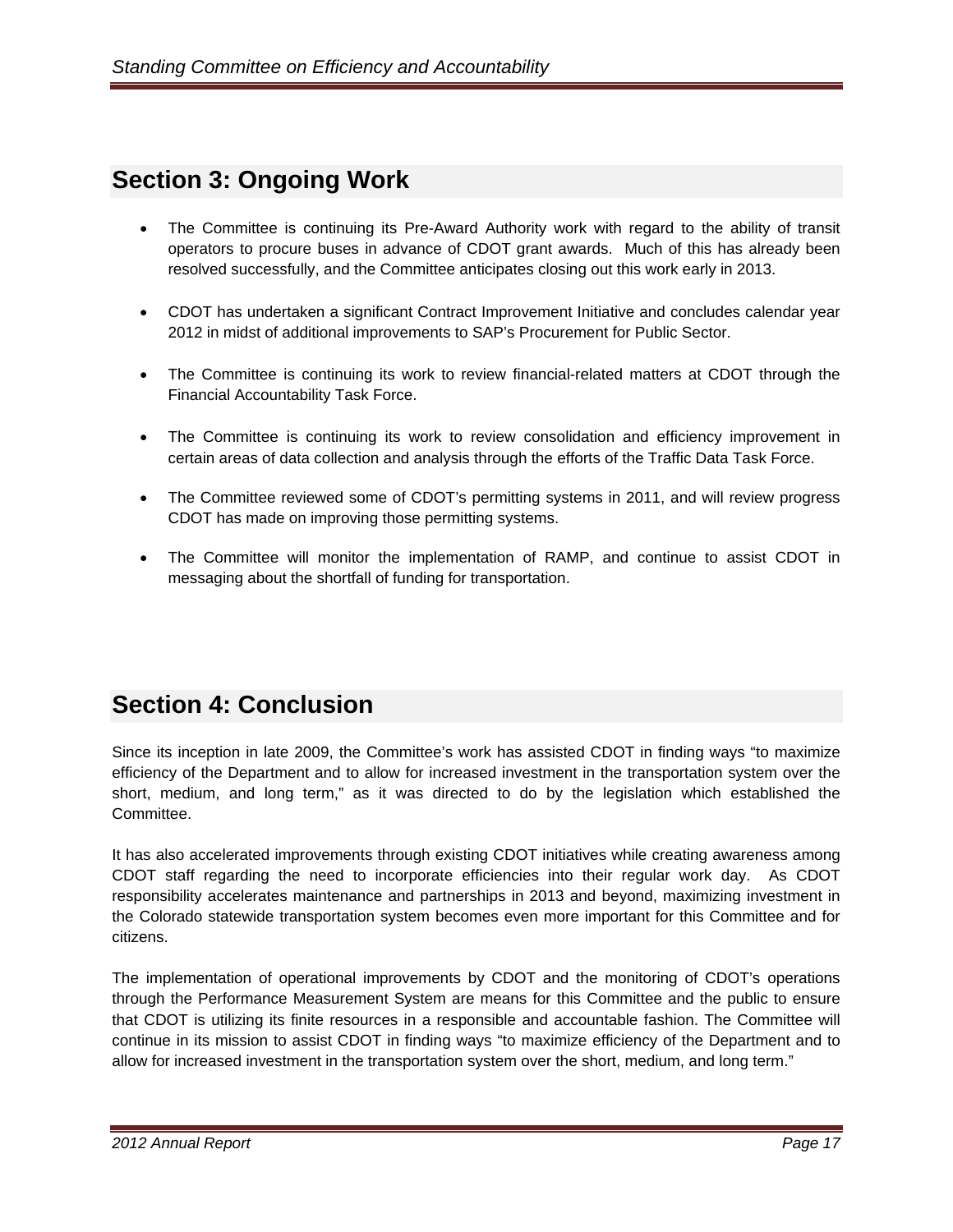## Section 3: Ongoing Work

- The Committee is continuing its Pre-Award Authority work with regard to the ability of transit operators to procure buses in advance of CDOT grant awards. Much of this has already been resolved successfully, and the Committee anticipates closing out this work early in 2013.
- CDOT has undertaken a significant Contract Improvement Initiative and concludes calendar year 2012 in midst of additional improvements to SAP's Procurement for Public Sector.
- The Committee is continuing its work to review financial-related matters at CDOT through the Financial Accountability Task Force.
- The Committee is continuing its work to review consolidation and efficiency improvement in certain areas of data collection and analysis through the efforts of the Traffic Data Task Force.
- The Committee reviewed some of CDOT's permitting systems in 2011, and will review progress CDOT has made on improving those permitting systems.
- The Committee will monitor the implementation of RAMP, and continue to assist CDOT in messaging about the shortfall of funding for transportation.

## Section 4: Conclusion

Since its inception in late 2009, the Committee's work has assisted CDOT in finding ways "to maximize efficiency of the Department and to allow for increased investment in the transportation system over the short, medium, and long term," as it was directed to do by the legislation which established the Committee.

It has also accelerated improvements through existing CDOT initiatives while creating awareness among CDOT staff regarding the need to incorporate efficiencies into their regular work day. As CDOT responsibility accelerates maintenance and partnerships in 2013 and beyond, maximizing investment in the Colorado statewide transportation system becomes even more important for this Committee and for citizens.

The implementation of operational improvements by CDOT and the monitoring of CDOT's operations through the Performance Measurement System are means for this Committee and the public to ensure that CDOT is utilizing its finite resources in a responsible and accountable fashion. The Committee will continue in its mission to assist CDOT in finding ways "to maximize efficiency of the Department and to allow for increased investment in the transportation system over the short, medium, and long term."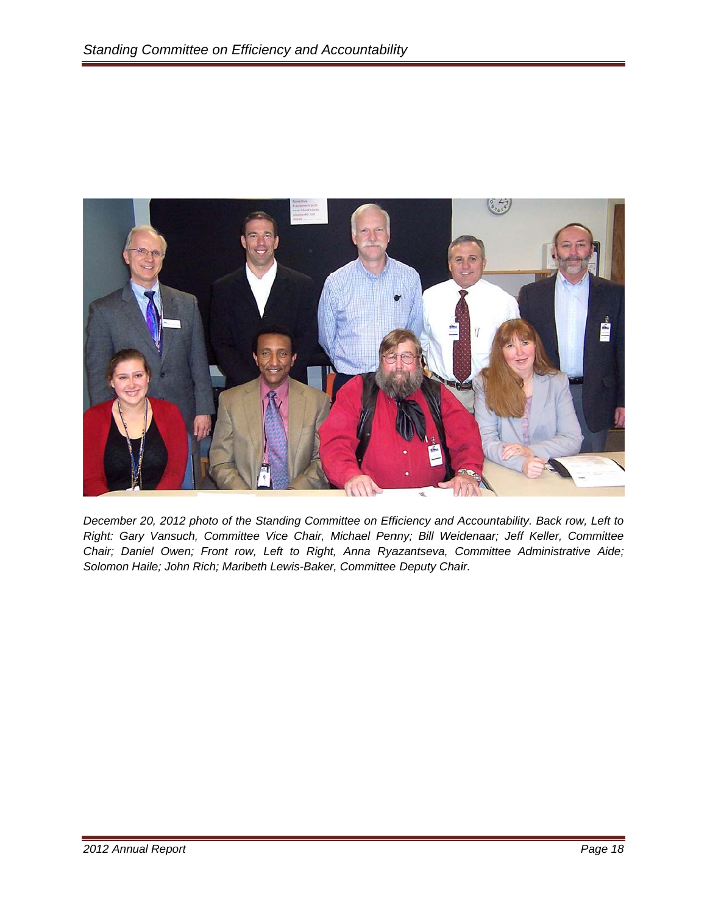*December 20, 2012 photo of the Standing Committee on Efficiency and Accountability. Back row, Left to Right: Gary Vansuch, Committee Vice Chair, Michael Penny; Bill Weidenaar; Jeff Keller, Committee Chair; Daniel Owen; Front row, Left to Right, Anna Ryazantseva, Committee Administrative Aide; Solomon Haile; John Rich; Maribeth Lewis-Baker, Committee Deputy Chair.*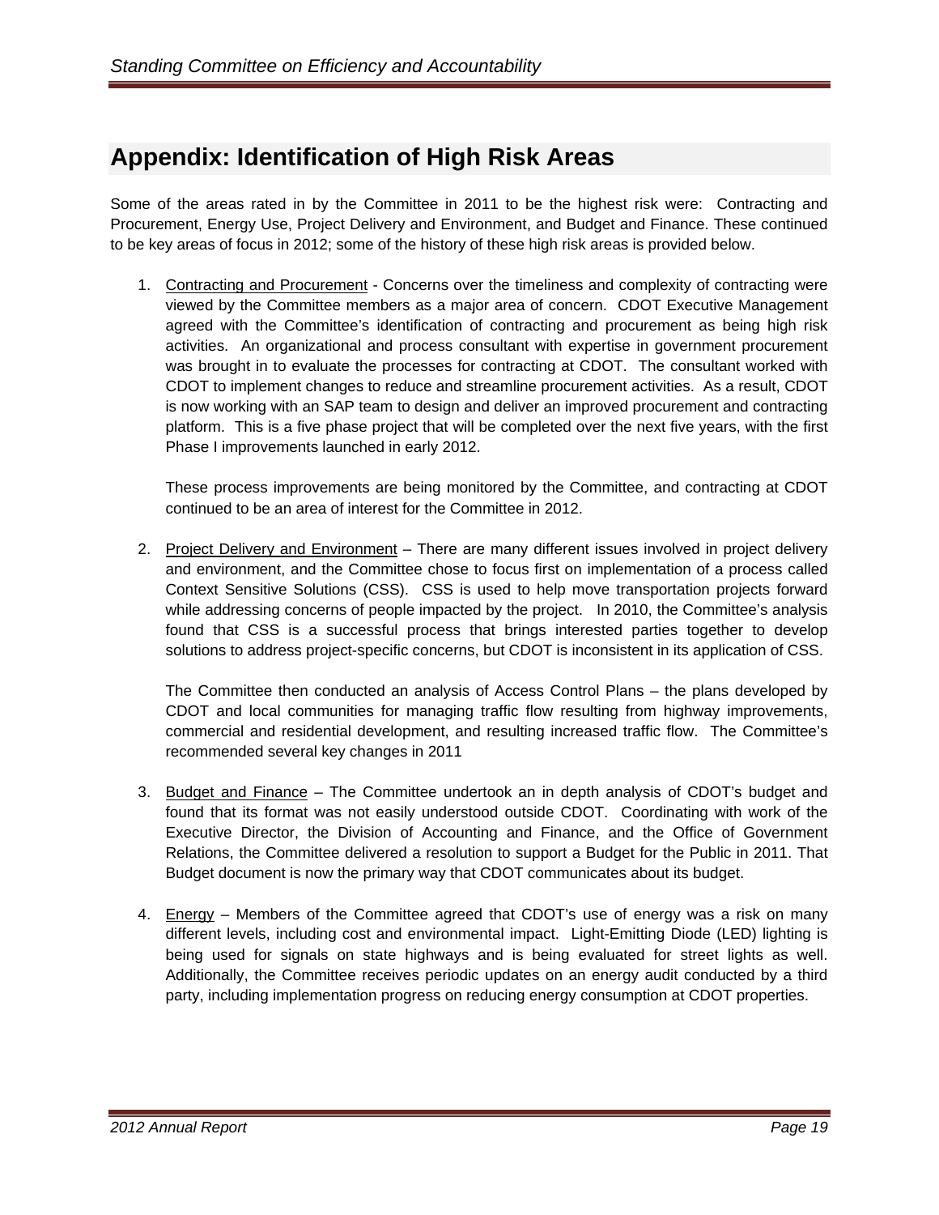## Appendix: Identification of High Risk Areas

Some of the areas rated in by the Committee in 2011 to be the highest risk were: Contracting and Procurement, Energy Use, Project Delivery and Environment, and Budget and Finance. These continued to be key areas of focus in 2012; some of the history of these high risk areas is provided below.

1. <u>Contracting and Procurement</u> - Concerns over the timeliness and complexity of contracting were viewed by the Committee members as a major area of concern. CDOT Executive Management agreed with the Committee's identification of contracting and procurement as being high risk activities. An organizational and process consultant with expertise in government procurement was brought in to evaluate the processes for contracting at CDOT. The consultant worked with CDOT to implement changes to reduce and streamline procurement activities. As a result, CDOT is now working with an SAP team to design and deliver an improved procurement and contracting platform. This is a five phase project that will be completed over the next five years, with the first Phase I improvements launched in early 2012.

   These process improvements are being monitored by the Committee, and contracting at CDOT continued to be an area of interest for the Committee in 2012.

2. <u>Project Delivery and Environment</u> – There are many different issues involved in project delivery and environment, and the Committee chose to focus first on implementation of a process called Context Sensitive Solutions (CSS). CSS is used to help move transportation projects forward while addressing concerns of people impacted by the project. In 2010, the Committee's analysis found that CSS is a successful process that brings interested parties together to develop solutions to address project-specific concerns, but CDOT is inconsistent in its application of CSS.

   The Committee then conducted an analysis of Access Control Plans – the plans developed by CDOT and local communities for managing traffic flow resulting from highway improvements, commercial and residential development, and resulting increased traffic flow. The Committee's recommended several key changes in 2011

3. <u>Budget and Finance</u> – The Committee undertook an in depth analysis of CDOT's budget and found that its format was not easily understood outside CDOT. Coordinating with work of the Executive Director, the Division of Accounting and Finance, and the Office of Government Relations, the Committee delivered a resolution to support a Budget for the Public in 2011. That Budget document is now the primary way that CDOT communicates about its budget.

4. <u>Energy</u> – Members of the Committee agreed that CDOT's use of energy was a risk on many different levels, including cost and environmental impact. Light-Emitting Diode (LED) lighting is being used for signals on state highways and is being evaluated for street lights as well. Additionally, the Committee receives periodic updates on an energy audit conducted by a third party, including implementation progress on reducing energy consumption at CDOT properties.